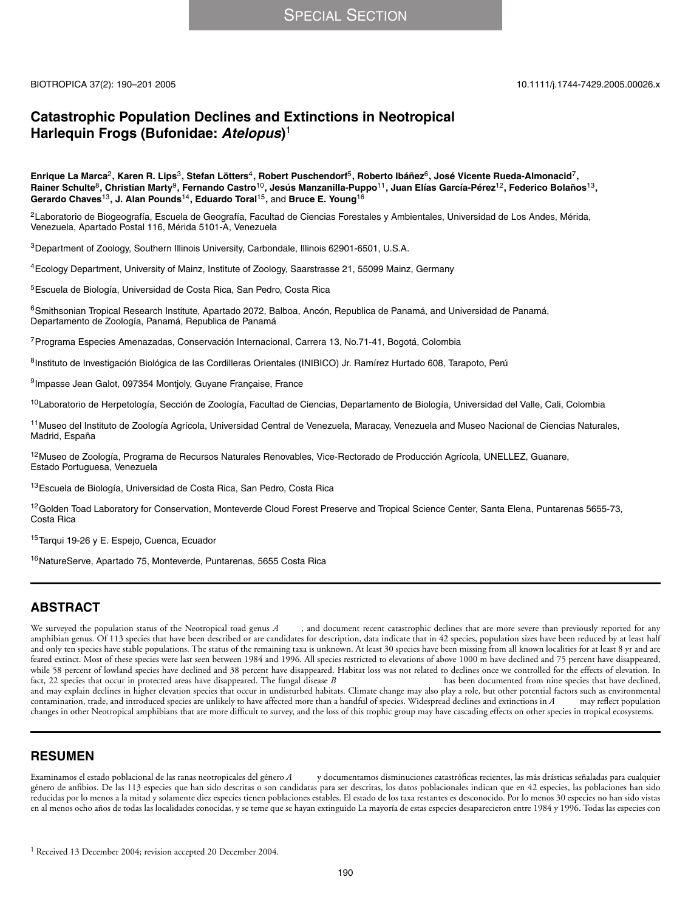SPECIAL SECTION

BIOTROPICA 37(2): 190–201 2005 10.1111/j.1744-7429.2005.00026.x

# Catastrophic Population Declines and Extinctions in Neotropical Harlequin Frogs (Bufonidae: *Atelopus*)[1]

**Enrique La Marca[2], Karen R. Lips[3], Stefan Lötters[4], Robert Puschendorf[5], Roberto Ibáñez[6], José Vicente Rueda-Almonacid[7], Rainer Schulte[8], Christian Marty[9], Fernando Castro[10], Jesús Manzanilla-Puppo[11], Juan Elías García-Pérez[12], Federico Bolaños[13], Gerardo Chaves[13], J. Alan Pounds[14], Eduardo Toral[15], and Bruce E. Young[16]**

[2]Laboratorio de Biogeografía, Escuela de Geografía, Facultad de Ciencias Forestales y Ambientales, Universidad de Los Andes, Mérida, Venezuela, Apartado Postal 116, Mérida 5101-A, Venezuela

[3]Department of Zoology, Southern Illinois University, Carbondale, Illinois 62901-6501, U.S.A.

[4]Ecology Department, University of Mainz, Institute of Zoology, Saarstrasse 21, 55099 Mainz, Germany

[5]Escuela de Biología, Universidad de Costa Rica, San Pedro, Costa Rica

[6]Smithsonian Tropical Research Institute, Apartado 2072, Balboa, Ancón, Republica de Panamá, and Universidad de Panamá, Departamento de Zoología, Panamá, Republica de Panamá

[7]Programa Especies Amenazadas, Conservación Internacional, Carrera 13, No.71-41, Bogotá, Colombia

[8]Instituto de Investigación Biológica de las Cordilleras Orientales (INIBICO) Jr. Ramírez Hurtado 608, Tarapoto, Perú

[9]Impasse Jean Galot, 097354 Montjoly, Guyane Française, France

[10]Laboratorio de Herpetología, Sección de Zoología, Facultad de Ciencias, Departamento de Biología, Universidad del Valle, Cali, Colombia

[11]Museo del Instituto de Zoología Agrícola, Universidad Central de Venezuela, Maracay, Venezuela and Museo Nacional de Ciencias Naturales, Madrid, España

[12]Museo de Zoología, Programa de Recursos Naturales Renovables, Vice-Rectorado de Producción Agrícola, UNELLEZ, Guanare, Estado Portuguesa, Venezuela

[13]Escuela de Biología, Universidad de Costa Rica, San Pedro, Costa Rica

[12]Golden Toad Laboratory for Conservation, Monteverde Cloud Forest Preserve and Tropical Science Center, Santa Elena, Puntarenas 5655-73, Costa Rica

[15]Tarqui 19-26 y E. Espejo, Cuenca, Ecuador

[16]NatureServe, Apartado 75, Monteverde, Puntarenas, 5655 Costa Rica

## ABSTRACT

We surveyed the population status of the Neotropical toad genus *A*, and document recent catastrophic declines that are more severe than previously reported for any amphibian genus. Of 113 species that have been described or are candidates for description, data indicate that in 42 species, population sizes have been reduced by at least half and only ten species have stable populations. The status of the remaining taxa is unknown. At least 30 species have been missing from all known localities for at least 8 yr and are feared extinct. Most of these species were last seen between 1984 and 1996. All species restricted to elevations of above 1000 m have declined and 75 percent have disappeared, while 58 percent of lowland species have declined and 38 percent have disappeared. Habitat loss was not related to declines once we controlled for the effects of elevation. In fact, 22 species that occur in protected areas have disappeared. The fungal disease *B* has been documented from nine species that have declined, and may explain declines in higher elevation species that occur in undisturbed habitats. Climate change may also play a role, but other potential factors such as environmental contamination, trade, and introduced species are unlikely to have affected more than a handful of species. Widespread declines and extinctions in *A* may reflect population changes in other Neotropical amphibians that are more difficult to survey, and the loss of this trophic group may have cascading effects on other species in tropical ecosystems.

## RESUMEN

Examinamos el estado poblacional de las ranas neotropicales del género *A* y documentamos disminuciones catastróficas recientes, las más drásticas señaladas para cualquier género de anfibios. De las 113 especies que han sido descritas o son candidatas para ser descritas, los datos poblacionales indican que en 42 especies, las poblaciones han sido reducidas por lo menos a la mitad y solamente diez especies tienen poblaciones estables. El estado de los taxa restantes es desconocido. Por lo menos 30 especies no han sido vistas en al menos ocho años de todas las localidades conocidas, y se teme que se hayan extinguido La mayoría de estas especies desaparecieron entre 1984 y 1996. Todas las especies con

[1] Received 13 December 2004; revision accepted 20 December 2004.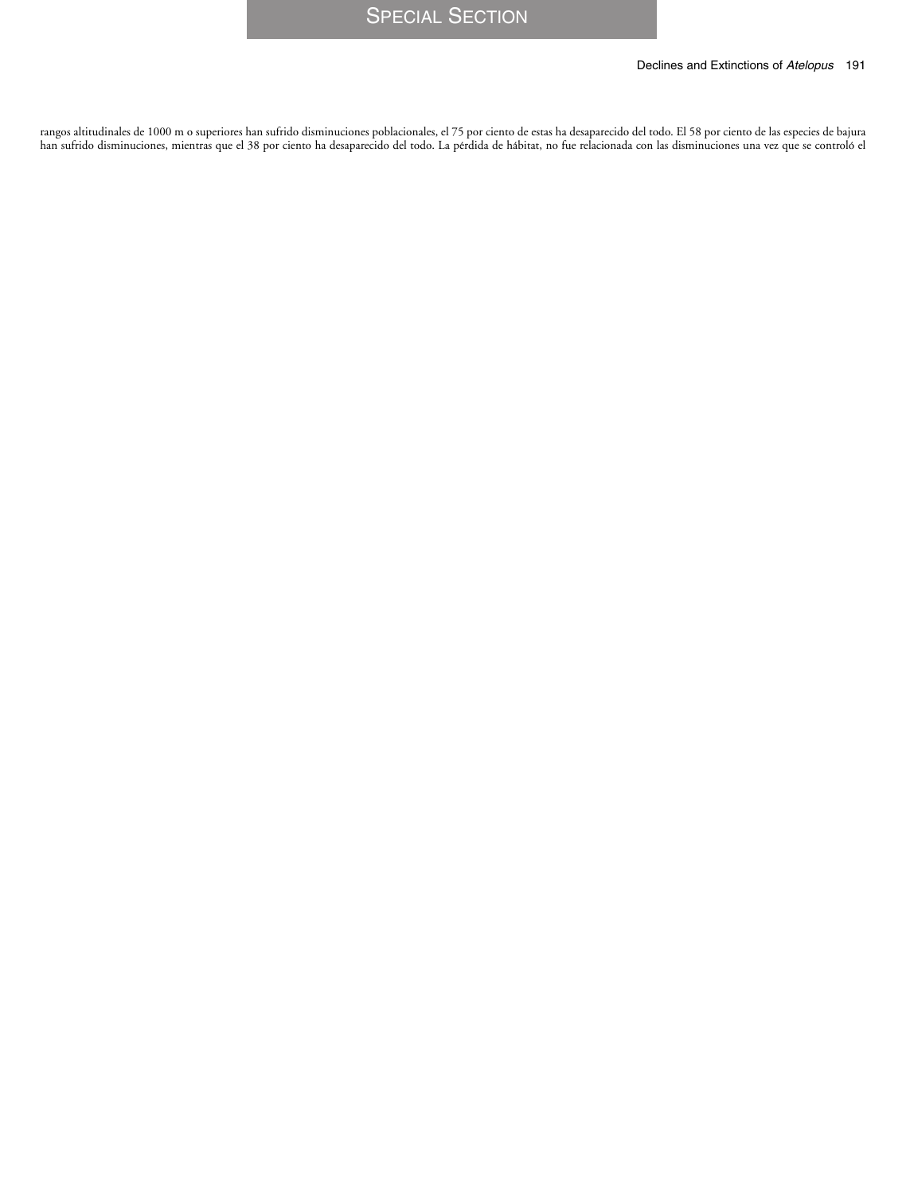rangos altitudinales de 1000 m o superiores han sufrido disminuciones poblacionales, el 75 por ciento de estas ha desaparecido del todo. El 58 por ciento de las especies de bajura han sufrido disminuciones, mientras que el 38 por ciento ha desaparecido del todo. La pérdida de hábitat, no fue relacionada con las disminuciones una vez que se controló el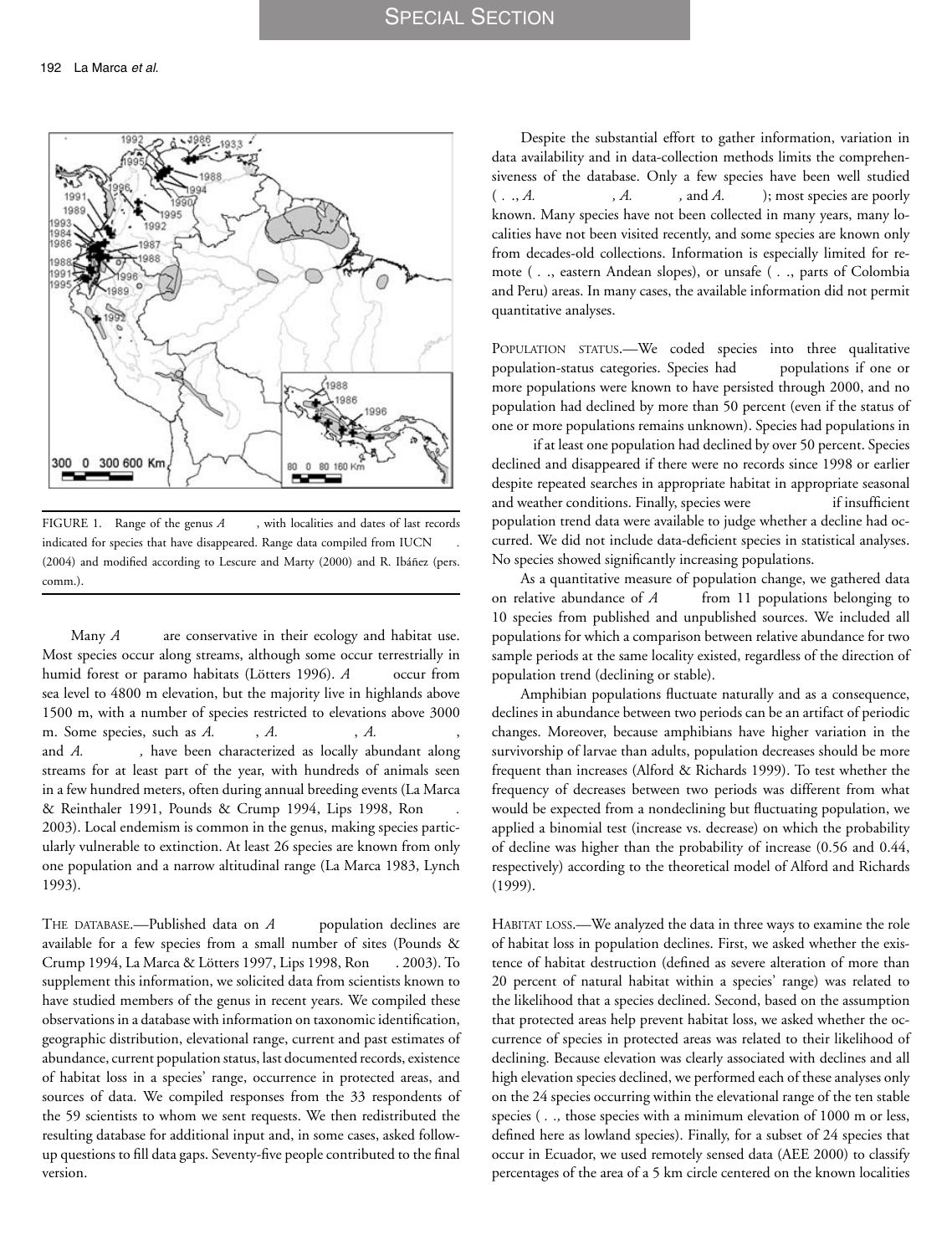FIGURE 1. Range of the genus *A*, with localities and dates of last records indicated for species that have disappeared. Range data compiled from IUCN . (2004) and modified according to Lescure and Marty (2000) and R. Ibáñez (pers. comm.).

Many *A* are conservative in their ecology and habitat use. Most species occur along streams, although some occur terrestrially in humid forest or paramo habitats (Lötters 1996). *A* occur from sea level to 4800 m elevation, but the majority live in highlands above 1500 m, with a number of species restricted to elevations above 3000 m. Some species, such as *A.* , *A.* , *A.* , and *A.* , have been characterized as locally abundant along streams for at least part of the year, with hundreds of animals seen in a few hundred meters, often during annual breeding events (La Marca & Reinthaler 1991, Pounds & Crump 1994, Lips 1998, Ron . 2003). Local endemism is common in the genus, making species particularly vulnerable to extinction. At least 26 species are known from only one population and a narrow altitudinal range (La Marca 1983, Lynch 1993).

THE DATABASE.—Published data on *A* population declines are available for a few species from a small number of sites (Pounds & Crump 1994, La Marca & Lötters 1997, Lips 1998, Ron . 2003). To supplement this information, we solicited data from scientists known to have studied members of the genus in recent years. We compiled these observations in a database with information on taxonomic identification, geographic distribution, elevational range, current and past estimates of abundance, current population status, last documented records, existence of habitat loss in a species' range, occurrence in protected areas, and sources of data. We compiled responses from the 33 respondents of the 59 scientists to whom we sent requests. We then redistributed the resulting database for additional input and, in some cases, asked follow-up questions to fill data gaps. Seventy-five people contributed to the final version.

Despite the substantial effort to gather information, variation in data availability and in data-collection methods limits the comprehensiveness of the database. Only a few species have been well studied ( . ., *A.* , *A.* , and *A.* ); most species are poorly known. Many species have not been collected in many years, many localities have not been visited recently, and some species are known only from decades-old collections. Information is especially limited for remote ( . ., eastern Andean slopes), or unsafe ( . ., parts of Colombia and Peru) areas. In many cases, the available information did not permit quantitative analyses.

POPULATION STATUS.—We coded species into three qualitative population-status categories. Species had populations if one or more populations were known to have persisted through 2000, and no population had declined by more than 50 percent (even if the status of one or more populations remains unknown). Species had populations in if at least one population had declined by over 50 percent. Species declined and disappeared if there were no records since 1998 or earlier despite repeated searches in appropriate habitat in appropriate seasonal and weather conditions. Finally, species were if insufficient population trend data were available to judge whether a decline had occurred. We did not include data-deficient species in statistical analyses. No species showed significantly increasing populations.

As a quantitative measure of population change, we gathered data on relative abundance of *A* from 11 populations belonging to 10 species from published and unpublished sources. We included all populations for which a comparison between relative abundance for two sample periods at the same locality existed, regardless of the direction of population trend (declining or stable).

Amphibian populations fluctuate naturally and as a consequence, declines in abundance between two periods can be an artifact of periodic changes. Moreover, because amphibians have higher variation in the survivorship of larvae than adults, population decreases should be more frequent than increases (Alford & Richards 1999). To test whether the frequency of decreases between two periods was different from what would be expected from a nondeclining but fluctuating population, we applied a binomial test (increase vs. decrease) on which the probability of decline was higher than the probability of increase (0.56 and 0.44, respectively) according to the theoretical model of Alford and Richards (1999).

HABITAT LOSS.—We analyzed the data in three ways to examine the role of habitat loss in population declines. First, we asked whether the existence of habitat destruction (defined as severe alteration of more than 20 percent of natural habitat within a species' range) was related to the likelihood that a species declined. Second, based on the assumption that protected areas help prevent habitat loss, we asked whether the occurrence of species in protected areas was related to their likelihood of declining. Because elevation was clearly associated with declines and all high elevation species declined, we performed each of these analyses only on the 24 species occurring within the elevational range of the ten stable species ( . ., those species with a minimum elevation of 1000 m or less, defined here as lowland species). Finally, for a subset of 24 species that occur in Ecuador, we used remotely sensed data (AEE 2000) to classify percentages of the area of a 5 km circle centered on the known localities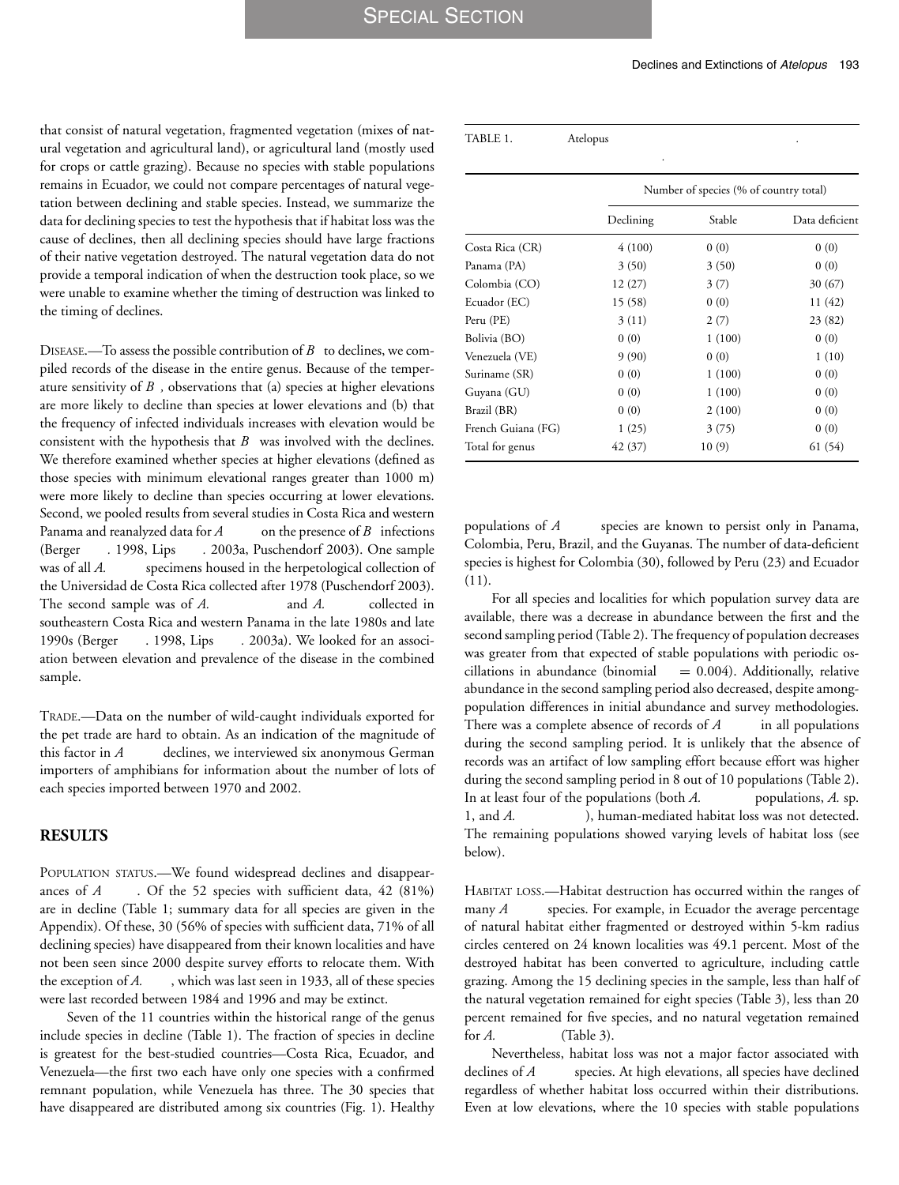that consist of natural vegetation, fragmented vegetation (mixes of natural vegetation and agricultural land), or agricultural land (mostly used for crops or cattle grazing). Because no species with stable populations remains in Ecuador, we could not compare percentages of natural vegetation between declining and stable species. Instead, we summarize the data for declining species to test the hypothesis that if habitat loss was the cause of declines, then all declining species should have large fractions of their native vegetation destroyed. The natural vegetation data do not provide a temporal indication of when the destruction took place, so we were unable to examine whether the timing of destruction was linked to the timing of declines.

DISEASE.—To assess the possible contribution of *B* to declines, we compiled records of the disease in the entire genus. Because of the temperature sensitivity of *B*, observations that (a) species at higher elevations are more likely to decline than species at lower elevations and (b) that the frequency of infected individuals increases with elevation would be consistent with the hypothesis that *B* was involved with the declines. We therefore examined whether species at higher elevations (defined as those species with minimum elevational ranges greater than 1000 m) were more likely to decline than species occurring at lower elevations. Second, we pooled results from several studies in Costa Rica and western Panama and reanalyzed data for *A* on the presence of *B* infections (Berger . 1998, Lips . 2003a, Puschendorf 2003). One sample was of all *A.* specimens housed in the herpetological collection of the Universidad de Costa Rica collected after 1978 (Puschendorf 2003). The second sample was of *A.* and *A.* collected in southeastern Costa Rica and western Panama in the late 1980s and late 1990s (Berger . 1998, Lips . 2003a). We looked for an association between elevation and prevalence of the disease in the combined sample.

TRADE.—Data on the number of wild-caught individuals exported for the pet trade are hard to obtain. As an indication of the magnitude of this factor in *A* declines, we interviewed six anonymous German importers of amphibians for information about the number of lots of each species imported between 1970 and 2002.

## RESULTS

POPULATION STATUS.—We found widespread declines and disappearances of *A* . Of the 52 species with sufficient data, 42 (81%) are in decline (Table 1; summary data for all species are given in the Appendix). Of these, 30 (56% of species with sufficient data, 71% of all declining species) have disappeared from their known localities and have not been seen since 2000 despite survey efforts to relocate them. With the exception of *A.* , which was last seen in 1933, all of these species were last recorded between 1984 and 1996 and may be extinct.

Seven of the 11 countries within the historical range of the genus include species in decline (Table 1). The fraction of species in decline is greatest for the best-studied countries—Costa Rica, Ecuador, and Venezuela—the first two each have only one species with a confirmed remnant population, while Venezuela has three. The 30 species that have disappeared are distributed among six countries (Fig. 1). Healthy populations of *A* species are known to persist only in Panama, Colombia, Peru, Brazil, and the Guyanas. The number of data-deficient species is highest for Colombia (30), followed by Peru (23) and Ecuador (11).

For all species and localities for which population survey data are available, there was a decrease in abundance between the first and the second sampling period (Table 2). The frequency of population decreases was greater from that expected of stable populations with periodic oscillations in abundance (binomial = 0.004). Additionally, relative abundance in the second sampling period also decreased, despite among-population differences in initial abundance and survey methodologies. There was a complete absence of records of *A* in all populations during the second sampling period. It is unlikely that the absence of records was an artifact of low sampling effort because effort was higher during the second sampling period in 8 out of 10 populations (Table 2). In at least four of the populations (both *A.* populations, *A.* sp. 1, and *A.* ), human-mediated habitat loss was not detected. The remaining populations showed varying levels of habitat loss (see below).

TABLE 1. Atelopus

| | Number of species (% of country total) | | |
|---|---|---|---|
| | Declining | Stable | Data deficient |
| Costa Rica (CR) | 4 (100) | 0 (0) | 0 (0) |
| Panama (PA) | 3 (50) | 3 (50) | 0 (0) |
| Colombia (CO) | 12 (27) | 3 (7) | 30 (67) |
| Ecuador (EC) | 15 (58) | 0 (0) | 11 (42) |
| Peru (PE) | 3 (11) | 2 (7) | 23 (82) |
| Bolivia (BO) | 0 (0) | 1 (100) | 0 (0) |
| Venezuela (VE) | 9 (90) | 0 (0) | 1 (10) |
| Suriname (SR) | 0 (0) | 1 (100) | 0 (0) |
| Guyana (GU) | 0 (0) | 1 (100) | 0 (0) |
| Brazil (BR) | 0 (0) | 2 (100) | 0 (0) |
| French Guiana (FG) | 1 (25) | 3 (75) | 0 (0) |
| Total for genus | 42 (37) | 10 (9) | 61 (54) |

HABITAT LOSS.—Habitat destruction has occurred within the ranges of many *A* species. For example, in Ecuador the average percentage of natural habitat either fragmented or destroyed within 5-km radius circles centered on 24 known localities was 49.1 percent. Most of the destroyed habitat has been converted to agriculture, including cattle grazing. Among the 15 declining species in the sample, less than half of the natural vegetation remained for eight species (Table 3), less than 20 percent remained for five species, and no natural vegetation remained for *A.* (Table 3).

Nevertheless, habitat loss was not a major factor associated with declines of *A* species. At high elevations, all species have declined regardless of whether habitat loss occurred within their distributions. Even at low elevations, where the 10 species with stable populations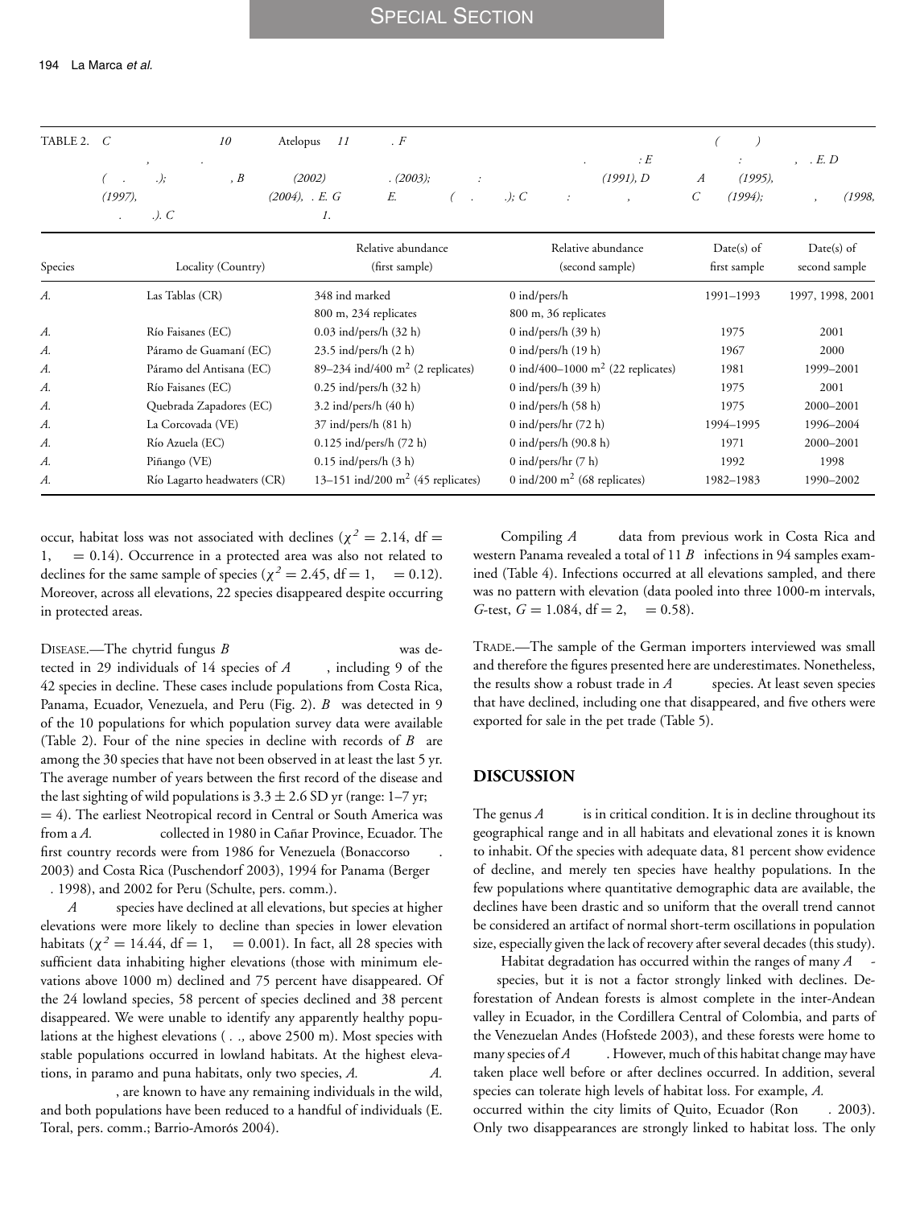## SPECIAL SECTION

TABLE 2. C 10 Atelopus 11 . F ( ) , . . : E : , . E. D ( . .); , B (2002) . (2003); : (1991), D A (1995), (1997), (2004), . E. G E. ( . .); C : , C (1994); , (1998, . .). C 1.

| Species | Locality (Country) | Relative abundance (first sample) | Relative abundance (second sample) | Date(s) of first sample | Date(s) of second sample |
|---|---|---|---|---|---|
| *A.* | Las Tablas (CR) | 348 ind marked 800 m, 234 replicates | 0 ind/pers/h 800 m, 36 replicates | 1991–1993 | 1997, 1998, 2001 |
| *A.* | Río Faisanes (EC) | 0.03 ind/pers/h (32 h) | 0 ind/pers/h (39 h) | 1975 | 2001 |
| *A.* | Páramo de Guamaní (EC) | 23.5 ind/pers/h (2 h) | 0 ind/pers/h (19 h) | 1967 | 2000 |
| *A.* | Páramo del Antisana (EC) | 89–234 ind/400 m$^2$ (2 replicates) | 0 ind/400–1000 m$^2$ (22 replicates) | 1981 | 1999–2001 |
| *A.* | Río Faisanes (EC) | 0.25 ind/pers/h (32 h) | 0 ind/pers/h (39 h) | 1975 | 2001 |
| *A.* | Quebrada Zapadores (EC) | 3.2 ind/pers/h (40 h) | 0 ind/pers/h (58 h) | 1975 | 2000–2001 |
| *A.* | La Corcovada (VE) | 37 ind/pers/h (81 h) | 0 ind/pers/hr (72 h) | 1994–1995 | 1996–2004 |
| *A.* | Río Azuela (EC) | 0.125 ind/pers/h (72 h) | 0 ind/pers/h (90.8 h) | 1971 | 2000–2001 |
| *A.* | Piñango (VE) | 0.15 ind/pers/h (3 h) | 0 ind/pers/hr (7 h) | 1992 | 1998 |
| *A.* | Río Lagarto headwaters (CR) | 13–151 ind/200 m$^2$ (45 replicates) | 0 ind/200 m$^2$ (68 replicates) | 1982–1983 | 1990–2002 |

occur, habitat loss was not associated with declines ($\chi^2 = 2.14$, df = 1, = 0.14). Occurrence in a protected area was also not related to declines for the same sample of species ($\chi^2 = 2.45$, df = 1, = 0.12). Moreover, across all elevations, 22 species disappeared despite occurring in protected areas.

DISEASE.—The chytrid fungus *B* was detected in 29 individuals of 14 species of *A* , including 9 of the 42 species in decline. These cases include populations from Costa Rica, Panama, Ecuador, Venezuela, and Peru (Fig. 2). *B* was detected in 9 of the 10 populations for which population survey data were available (Table 2). Four of the nine species in decline with records of *B* are among the 30 species that have not been observed in at least the last 5 yr. The average number of years between the first record of the disease and the last sighting of wild populations is 3.3 ± 2.6 SD yr (range: 1–7 yr; = 4). The earliest Neotropical record in Central or South America was from a *A.* collected in 1980 in Cañar Province, Ecuador. The first country records were from 1986 for Venezuela (Bonaccorso . 2003) and Costa Rica (Puschendorf 2003), 1994 for Panama (Berger . 1998), and 2002 for Peru (Schulte, pers. comm.).

*A* species have declined at all elevations, but species at higher elevations were more likely to decline than species in lower elevation habitats ($\chi^2 = 14.44$, df = 1, = 0.001). In fact, all 28 species with sufficient data inhabiting higher elevations (those with minimum elevations above 1000 m) declined and 75 percent have disappeared. Of the 24 lowland species, 58 percent of species declined and 38 percent disappeared. We were unable to identify any apparently healthy populations at the highest elevations ( . ., above 2500 m). Most species with stable populations occurred in lowland habitats. At the highest elevations, in paramo and puna habitats, only two species, *A.* *A.* , are known to have any remaining individuals in the wild, and both populations have been reduced to a handful of individuals (E. Toral, pers. comm.; Barrio-Amorós 2004).

Compiling *A* data from previous work in Costa Rica and western Panama revealed a total of 11 *B* infections in 94 samples examined (Table 4). Infections occurred at all elevations sampled, and there was no pattern with elevation (data pooled into three 1000-m intervals, *G*-test, $G = 1.084$, df = 2, = 0.58).

TRADE.—The sample of the German importers interviewed was small and therefore the figures presented here are underestimates. Nonetheless, the results show a robust trade in *A* species. At least seven species that have declined, including one that disappeared, and five others were exported for sale in the pet trade (Table 5).

## DISCUSSION

The genus *A* is in critical condition. It is in decline throughout its geographical range and in all habitats and elevational zones it is known to inhabit. Of the species with adequate data, 81 percent show evidence of decline, and merely ten species have healthy populations. In the few populations where quantitative demographic data are available, the declines have been drastic and so uniform that the overall trend cannot be considered an artifact of normal short-term oscillations in population size, especially given the lack of recovery after several decades (this study).

Habitat degradation has occurred within the ranges of many *A* species, but it is not a factor strongly linked with declines. Deforestation of Andean forests is almost complete in the inter-Andean valley in Ecuador, in the Cordillera Central of Colombia, and parts of the Venezuelan Andes (Hofstede 2003), and these forests were home to many species of *A* . However, much of this habitat change may have taken place well before or after declines occurred. In addition, several species can tolerate high levels of habitat loss. For example, *A.* occurred within the city limits of Quito, Ecuador (Ron . 2003). Only two disappearances are strongly linked to habitat loss. The only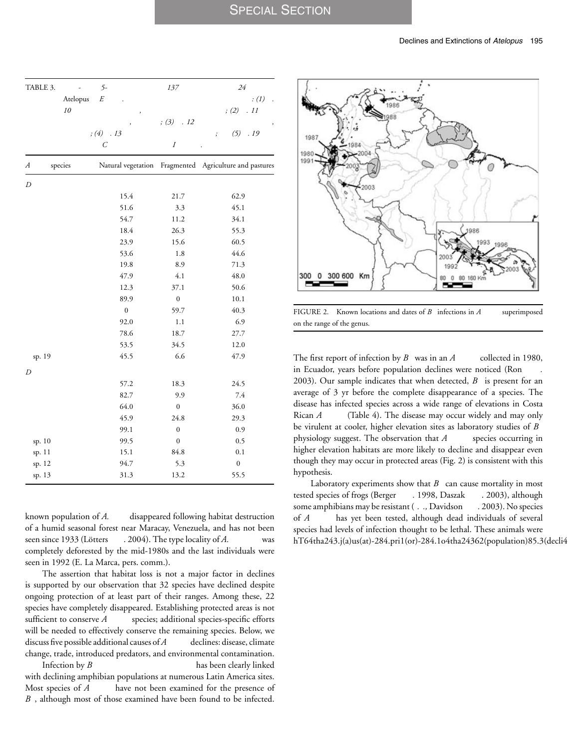TABLE 3. - 5- 137 24 Atelopus E . : (1) . 10 , ; (2) . 11 , ; (3) . 12 , ; (4) . 13 ; (5) . 19 C I .

| A species | Natural vegetation | Fragmented | Agriculture and pastures |
|---|---|---|---|
| D | | | |
| | 15.4 | 21.7 | 62.9 |
| | 51.6 | 3.3 | 45.1 |
| | 54.7 | 11.2 | 34.1 |
| | 18.4 | 26.3 | 55.3 |
| | 23.9 | 15.6 | 60.5 |
| | 53.6 | 1.8 | 44.6 |
| | 19.8 | 8.9 | 71.3 |
| | 47.9 | 4.1 | 48.0 |
| | 12.3 | 37.1 | 50.6 |
| | 89.9 | 0 | 10.1 |
| | 0 | 59.7 | 40.3 |
| | 92.0 | 1.1 | 6.9 |
| | 78.6 | 18.7 | 27.7 |
| | 53.5 | 34.5 | 12.0 |
| sp. 19 | 45.5 | 6.6 | 47.9 |
| D | | | |
| | 57.2 | 18.3 | 24.5 |
| | 82.7 | 9.9 | 7.4 |
| | 64.0 | 0 | 36.0 |
| | 45.9 | 24.8 | 29.3 |
| | 99.1 | 0 | 0.9 |
| sp. 10 | 99.5 | 0 | 0.5 |
| sp. 11 | 15.1 | 84.8 | 0.1 |
| sp. 12 | 94.7 | 5.3 | 0 |
| sp. 13 | 31.3 | 13.2 | 55.5 |

known population of *A.* disappeared following habitat destruction of a humid seasonal forest near Maracay, Venezuela, and has not been seen since 1933 (Lötters . 2004). The type locality of *A.* was completely deforested by the mid-1980s and the last individuals were seen in 1992 (E. La Marca, pers. comm.).

The assertion that habitat loss is not a major factor in declines is supported by our observation that 32 species have declined despite ongoing protection of at least part of their ranges. Among these, 22 species have completely disappeared. Establishing protected areas is not sufficient to conserve *A* species; additional species-specific efforts will be needed to effectively conserve the remaining species. Below, we discuss five possible additional causes of *A* declines: disease, climate change, trade, introduced predators, and environmental contamination.

Infection by *B* has been clearly linked with declining amphibian populations at numerous Latin America sites. Most species of *A* have not been examined for the presence of *B* , although most of those examined have been found to be infected.

1986
1988
1987
1984
1980
1991
2004
2003
2003
1986
1993
1996
2003
1992
2003
300 0 300 600 Km
80 0 80 160 Km

FIGURE 2. Known locations and dates of *B* infections in *A* superimposed on the range of the genus.

The first report of infection by *B* was in an *A* collected in 1980, in Ecuador, years before population declines were noticed (Ron . 2003). Our sample indicates that when detected, *B* is present for an average of 3 yr before the complete disappearance of a species. The disease has infected species across a wide range of elevations in Costa Rican *A* (Table 4). The disease may occur widely and may only be virulent at cooler, higher elevation sites as laboratory studies of *B* physiology suggest. The observation that *A* species occurring in higher elevation habitats are more likely to decline and disappear even though they may occur in protected areas (Fig. 2) is consistent with this hypothesis.

Laboratory experiments show that *B* can cause mortality in most tested species of frogs (Berger . 1998, Daszak . 2003), although some amphibians may be resistant ( . ., Davidson . 2003). No species of *A* has yet been tested, although dead individuals of several species had levels of infection thought to be lethal. These animals were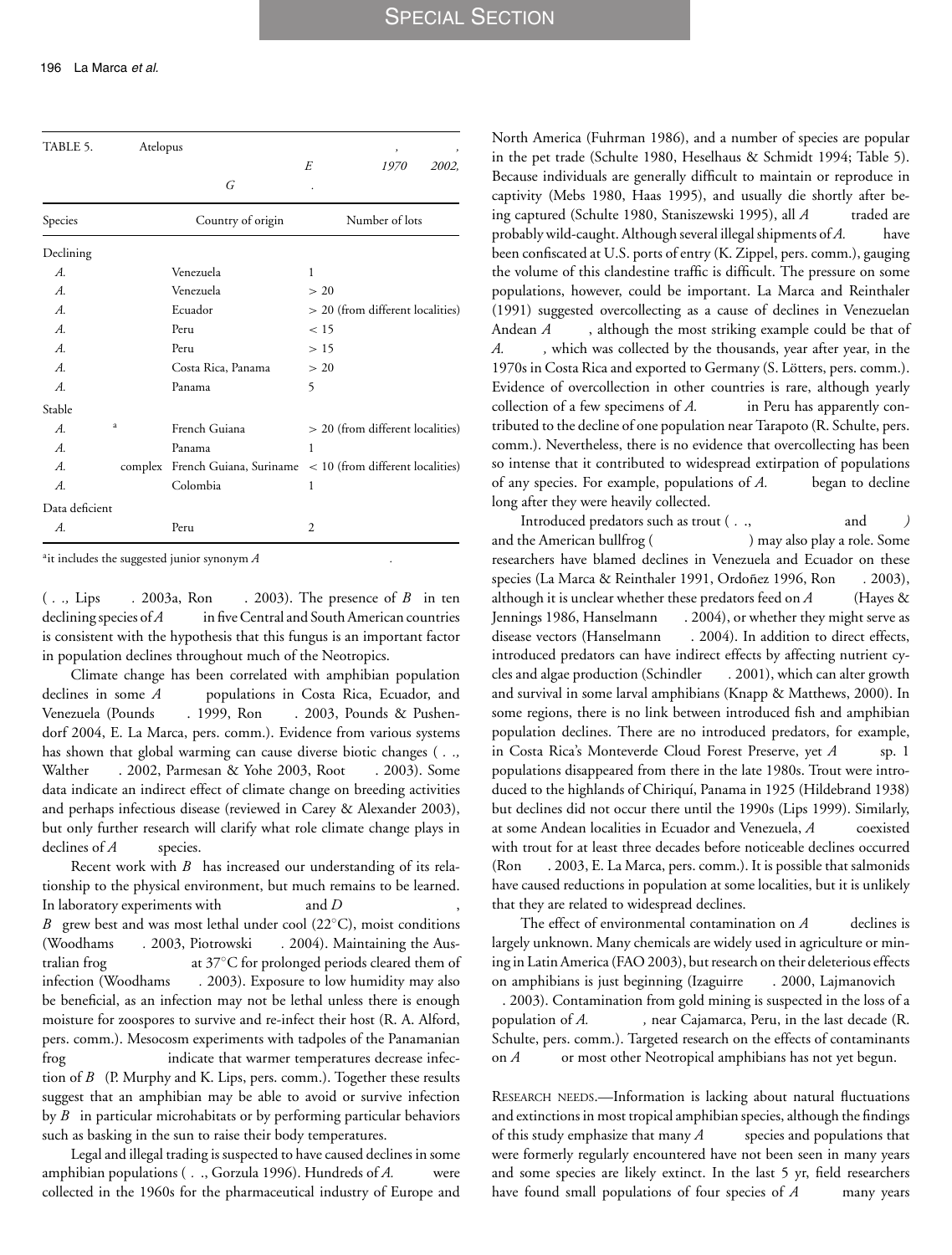| TABLE 5. | Atelopus | , | , |
|---|---|---|---|
| | | E 1970 | 2002, |
| | G | . | |

| Species | Country of origin | Number of lots |
|---|---|---|
| Declining | | |
| A. | Venezuela | 1 |
| A. | Venezuela | > 20 |
| A. | Ecuador | > 20 (from different localities) |
| A. | Peru | < 15 |
| A. | Peru | > 15 |
| A. | Costa Rica, Panama | > 20 |
| A. | Panama | 5 |
| Stable | | |
| A. [a] | French Guiana | > 20 (from different localities) |
| A. | Panama | 1 |
| A. complex | French Guiana, Suriname | < 10 (from different localities) |
| A. | Colombia | 1 |
| Data deficient | | |
| A. | Peru | 2 |

[a]it includes the suggested junior synonym A .

( . ., Lips . 2003a, Ron . 2003). The presence of B in ten declining species of A in five Central and South American countries is consistent with the hypothesis that this fungus is an important factor in population declines throughout much of the Neotropics.

Climate change has been correlated with amphibian population declines in some A populations in Costa Rica, Ecuador, and Venezuela (Pounds . 1999, Ron . 2003, Pounds & Pushendorf 2004, E. La Marca, pers. comm.). Evidence from various systems has shown that global warming can cause diverse biotic changes ( . ., Walther . 2002, Parmesan & Yohe 2003, Root . 2003). Some data indicate an indirect effect of climate change on breeding activities and perhaps infectious disease (reviewed in Carey & Alexander 2003), but only further research will clarify what role climate change plays in declines of A species.

Recent work with B has increased our understanding of its relationship to the physical environment, but much remains to be learned. In laboratory experiments with and D , B grew best and was most lethal under cool (22°C), moist conditions (Woodhams . 2003, Piotrowski . 2004). Maintaining the Australian frog at 37°C for prolonged periods cleared them of infection (Woodhams . 2003). Exposure to low humidity may also be beneficial, as an infection may not be lethal unless there is enough moisture for zoospores to survive and re-infect their host (R. A. Alford, pers. comm.). Mesocosm experiments with tadpoles of the Panamanian frog indicate that warmer temperatures decrease infection of B (P. Murphy and K. Lips, pers. comm.). Together these results suggest that an amphibian may be able to avoid or survive infection by B in particular microhabitats or by performing particular behaviors such as basking in the sun to raise their body temperatures.

Legal and illegal trading is suspected to have caused declines in some amphibian populations ( . ., Gorzula 1996). Hundreds of A. were collected in the 1960s for the pharmaceutical industry of Europe and North America (Fuhrman 1986), and a number of species are popular in the pet trade (Schulte 1980, Heselhaus & Schmidt 1994; Table 5). Because individuals are generally difficult to maintain or reproduce in captivity (Mebs 1980, Haas 1995), and usually die shortly after being captured (Schulte 1980, Staniszewski 1995), all A traded are probably wild-caught. Although several illegal shipments of A. have been confiscated at U.S. ports of entry (K. Zippel, pers. comm.), gauging the volume of this clandestine traffic is difficult. The pressure on some populations, however, could be important. La Marca and Reinthaler (1991) suggested overcollecting as a cause of declines in Venezuelan Andean A , although the most striking example could be that of A. , which was collected by the thousands, year after year, in the 1970s in Costa Rica and exported to Germany (S. Lötters, pers. comm.). Evidence of overcollection in other countries is rare, although yearly collection of a few specimens of A. in Peru has apparently contributed to the decline of one population near Tarapoto (R. Schulte, pers. comm.). Nevertheless, there is no evidence that overcollecting has been so intense that it contributed to widespread extirpation of populations of any species. For example, populations of A. began to decline long after they were heavily collected.

Introduced predators such as trout ( . ., and ) and the American bullfrog ( ) may also play a role. Some researchers have blamed declines in Venezuela and Ecuador on these species (La Marca & Reinthaler 1991, Ordoñez 1996, Ron . 2003), although it is unclear whether these predators feed on A (Hayes & Jennings 1986, Hanselmann . 2004), or whether they might serve as disease vectors (Hanselmann . 2004). In addition to direct effects, introduced predators can have indirect effects by affecting nutrient cycles and algae production (Schindler . 2001), which can alter growth and survival in some larval amphibians (Knapp & Matthews, 2000). In some regions, there is no link between introduced fish and amphibian population declines. There are no introduced predators, for example, in Costa Rica's Monteverde Cloud Forest Preserve, yet A sp. 1 populations disappeared from there in the late 1980s. Trout were introduced to the highlands of Chiriquí, Panama in 1925 (Hildebrand 1938) but declines did not occur there until the 1990s (Lips 1999). Similarly, at some Andean localities in Ecuador and Venezuela, A coexisted with trout for at least three decades before noticeable declines occurred (Ron . 2003, E. La Marca, pers. comm.). It is possible that salmonids have caused reductions in population at some localities, but it is unlikely that they are related to widespread declines.

The effect of environmental contamination on A declines is largely unknown. Many chemicals are widely used in agriculture or mining in Latin America (FAO 2003), but research on their deleterious effects on amphibians is just beginning (Izaguirre . 2000, Lajmanovich . 2003). Contamination from gold mining is suspected in the loss of a population of A. , near Cajamarca, Peru, in the last decade (R. Schulte, pers. comm.). Targeted research on the effects of contaminants on A or most other Neotropical amphibians has not yet begun.

RESEARCH NEEDS.—Information is lacking about natural fluctuations and extinctions in most tropical amphibian species, although the findings of this study emphasize that many A species and populations that were formerly regularly encountered have not been seen in many years and some species are likely extinct. In the last 5 yr, field researchers have found small populations of four species of A many years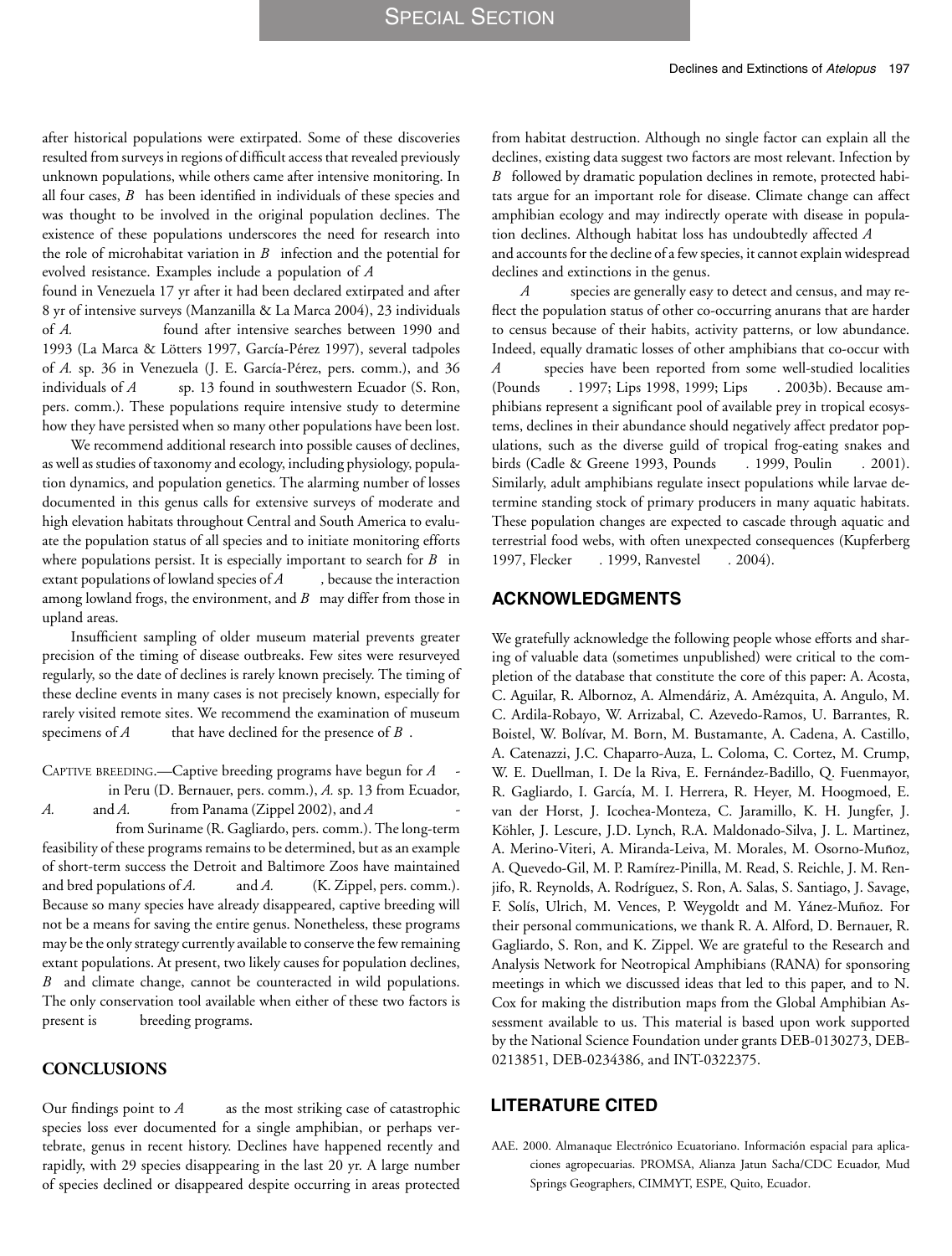after historical populations were extirpated. Some of these discoveries resulted from surveys in regions of difficult access that revealed previously unknown populations, while others came after intensive monitoring. In all four cases, *B* has been identified in individuals of these species and was thought to be involved in the original population declines. The existence of these populations underscores the need for research into the role of microhabitat variation in *B* infection and the potential for evolved resistance. Examples include a population of *A* found in Venezuela 17 yr after it had been declared extirpated and after 8 yr of intensive surveys (Manzanilla & La Marca 2004), 23 individuals of *A.* found after intensive searches between 1990 and 1993 (La Marca & Lötters 1997, García-Pérez 1997), several tadpoles of *A.* sp. 36 in Venezuela (J. E. García-Pérez, pers. comm.), and 36 individuals of *A* sp. 13 found in southwestern Ecuador (S. Ron, pers. comm.). These populations require intensive study to determine how they have persisted when so many other populations have been lost.

We recommend additional research into possible causes of declines, as well as studies of taxonomy and ecology, including physiology, population dynamics, and population genetics. The alarming number of losses documented in this genus calls for extensive surveys of moderate and high elevation habitats throughout Central and South America to evaluate the population status of all species and to initiate monitoring efforts where populations persist. It is especially important to search for *B* in extant populations of lowland species of *A* , because the interaction among lowland frogs, the environment, and *B* may differ from those in upland areas.

Insufficient sampling of older museum material prevents greater precision of the timing of disease outbreaks. Few sites were resurveyed regularly, so the date of declines is rarely known precisely. The timing of these decline events in many cases is not precisely known, especially for rarely visited remote sites. We recommend the examination of museum specimens of *A* that have declined for the presence of *B* .

Captive breeding.—Captive breeding programs have begun for *A* - in Peru (D. Bernauer, pers. comm.), *A.* sp. 13 from Ecuador, *A.* and *A.* from Panama (Zippel 2002), and *A* - from Suriname (R. Gagliardo, pers. comm.). The long-term feasibility of these programs remains to be determined, but as an example of short-term success the Detroit and Baltimore Zoos have maintained and bred populations of *A.* and *A.* (K. Zippel, pers. comm.). Because so many species have already disappeared, captive breeding will not be a means for saving the entire genus. Nonetheless, these programs may be the only strategy currently available to conserve the few remaining extant populations. At present, two likely causes for population declines, *B* and climate change, cannot be counteracted in wild populations. The only conservation tool available when either of these two factors is present is breeding programs.

## CONCLUSIONS

Our findings point to *A* as the most striking case of catastrophic species loss ever documented for a single amphibian, or perhaps vertebrate, genus in recent history. Declines have happened recently and rapidly, with 29 species disappearing in the last 20 yr. A large number of species declined or disappeared despite occurring in areas protected from habitat destruction. Although no single factor can explain all the declines, existing data suggest two factors are most relevant. Infection by *B* followed by dramatic population declines in remote, protected habitats argue for an important role for disease. Climate change can affect amphibian ecology and may indirectly operate with disease in population declines. Although habitat loss has undoubtedly affected *A* and accounts for the decline of a few species, it cannot explain widespread declines and extinctions in the genus.

*A* species are generally easy to detect and census, and may reflect the population status of other co-occurring anurans that are harder to census because of their habits, activity patterns, or low abundance. Indeed, equally dramatic losses of other amphibians that co-occur with *A* species have been reported from some well-studied localities (Pounds . 1997; Lips 1998, 1999; Lips . 2003b). Because amphibians represent a significant pool of available prey in tropical ecosystems, declines in their abundance should negatively affect predator populations, such as the diverse guild of tropical frog-eating snakes and birds (Cadle & Greene 1993, Pounds . 1999, Poulin . 2001). Similarly, adult amphibians regulate insect populations while larvae determine standing stock of primary producers in many aquatic habitats. These population changes are expected to cascade through aquatic and terrestrial food webs, with often unexpected consequences (Kupferberg 1997, Flecker . 1999, Ranvestel . 2004).

## ACKNOWLEDGMENTS

We gratefully acknowledge the following people whose efforts and sharing of valuable data (sometimes unpublished) were critical to the completion of the database that constitute the core of this paper: A. Acosta, C. Aguilar, R. Albornoz, A. Almendáriz, A. Amézquita, A. Angulo, M. C. Ardila-Robayo, W. Arrizabal, C. Azevedo-Ramos, U. Barrantes, R. Boistel, W. Bolívar, M. Born, M. Bustamante, A. Cadena, A. Castillo, A. Catenazzi, J.C. Chaparro-Auza, L. Coloma, C. Cortez, M. Crump, W. E. Duellman, I. De la Riva, E. Fernández-Badillo, Q. Fuenmayor, R. Gagliardo, I. García, M. I. Herrera, R. Heyer, M. Hoogmoed, E. van der Horst, J. Icochea-Monteza, C. Jaramillo, K. H. Jungfer, J. Köhler, J. Lescure, J.D. Lynch, R.A. Maldonado-Silva, J. L. Martinez, A. Merino-Viteri, A. Miranda-Leiva, M. Morales, M. Osorno-Muñoz, A. Quevedo-Gil, M. P. Ramírez-Pinilla, M. Read, S. Reichle, J. M. Renjifo, R. Reynolds, A. Rodríguez, S. Ron, A. Salas, S. Santiago, J. Savage, F. Solís, Ulrich, M. Vences, P. Weygoldt and M. Yánez-Muñoz. For their personal communications, we thank R. A. Alford, D. Bernauer, R. Gagliardo, S. Ron, and K. Zippel. We are grateful to the Research and Analysis Network for Neotropical Amphibians (RANA) for sponsoring meetings in which we discussed ideas that led to this paper, and to N. Cox for making the distribution maps from the Global Amphibian Assessment available to us. This material is based upon work supported by the National Science Foundation under grants DEB-0130273, DEB-0213851, DEB-0234386, and INT-0322375.

## LITERATURE CITED

AAE. 2000. Almanaque Electrónico Ecuatoriano. Información espacial para aplicaciones agropecuarias. PROMSA, Alianza Jatun Sacha/CDC Ecuador, Mud Springs Geographers, CIMMYT, ESPE, Quito, Ecuador.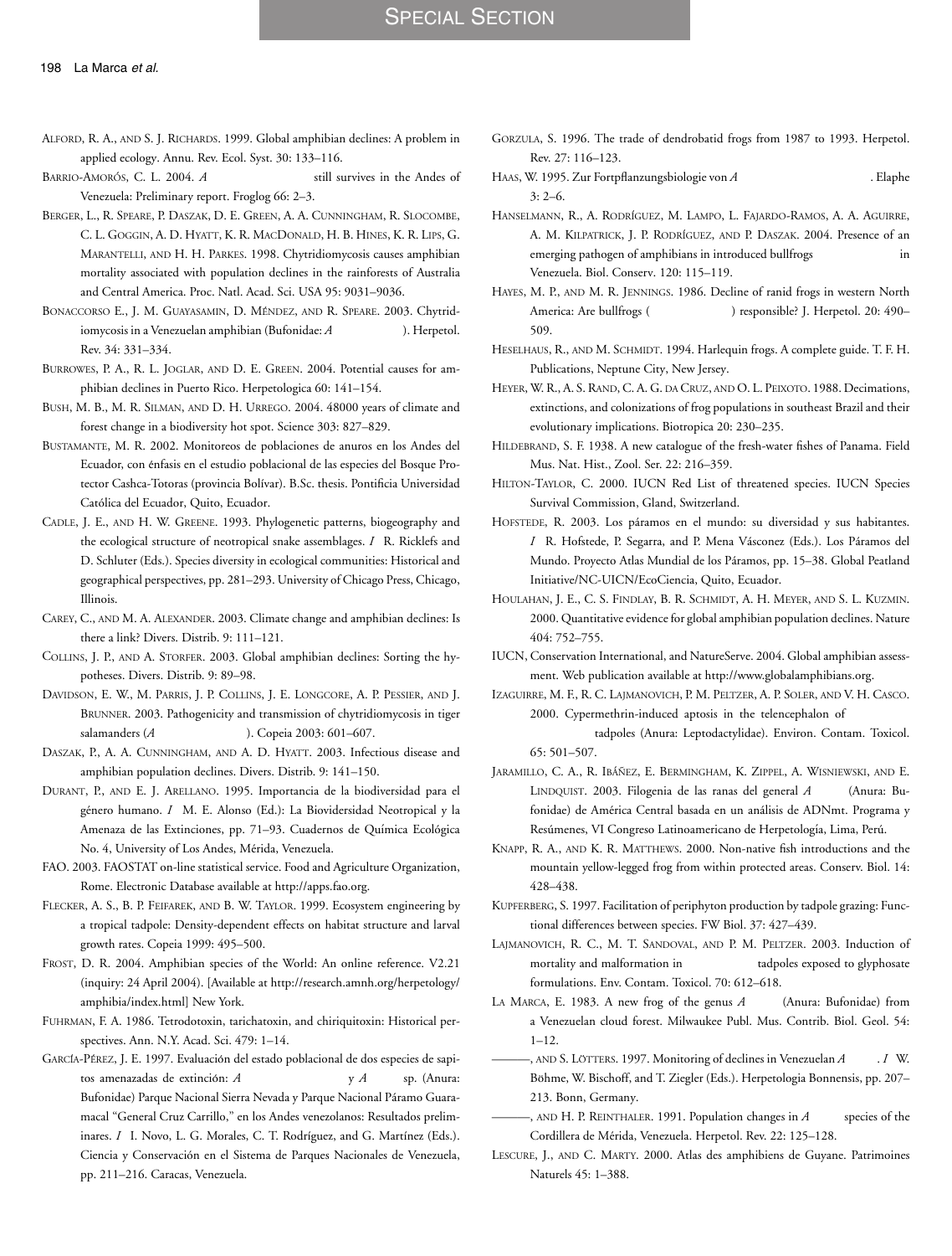ALFORD, R. A., AND S. J. RICHARDS. 1999. Global amphibian declines: A problem in applied ecology. Annu. Rev. Ecol. Syst. 30: 133–116.

BARRIO-AMORÓS, C. L. 2004. *A* still survives in the Andes of Venezuela: Preliminary report. Froglog 66: 2–3.

BERGER, L., R. SPEARE, P. DASZAK, D. E. GREEN, A. A. CUNNINGHAM, R. SLOCOMBE, C. L. GOGGIN, A. D. HYATT, K. R. MACDONALD, H. B. HINES, K. R. LIPS, G. MARANTELLI, AND H. H. PARKES. 1998. Chytridiomycosis causes amphibian mortality associated with population declines in the rainforests of Australia and Central America. Proc. Natl. Acad. Sci. USA 95: 9031–9036.

BONACCORSO E., J. M. GUAYASAMIN, D. MÉNDEZ, AND R. SPEARE. 2003. Chytridiomycosis in a Venezuelan amphibian (Bufonidae: *A* ). Herpetol. Rev. 34: 331–334.

BURROWES, P. A., R. L. JOGLAR, AND D. E. GREEN. 2004. Potential causes for amphibian declines in Puerto Rico. Herpetologica 60: 141–154.

BUSH, M. B., M. R. SILMAN, AND D. H. URREGO. 2004. 48000 years of climate and forest change in a biodiversity hot spot. Science 303: 827–829.

BUSTAMANTE, M. R. 2002. Monitoreos de poblaciones de anuros en los Andes del Ecuador, con énfasis en el estudio poblacional de las especies del Bosque Protector Cashca-Totoras (provincia Bolívar). B.Sc. thesis. Pontificia Universidad Católica del Ecuador, Quito, Ecuador.

CADLE, J. E., AND H. W. GREENE. 1993. Phylogenetic patterns, biogeography and the ecological structure of neotropical snake assemblages. *I* R. Ricklefs and D. Schluter (Eds.). Species diversity in ecological communities: Historical and geographical perspectives, pp. 281–293. University of Chicago Press, Chicago, Illinois.

CAREY, C., AND M. A. ALEXANDER. 2003. Climate change and amphibian declines: Is there a link? Divers. Distrib. 9: 111–121.

COLLINS, J. P., AND A. STORFER. 2003. Global amphibian declines: Sorting the hypotheses. Divers. Distrib. 9: 89–98.

DAVIDSON, E. W., M. PARRIS, J. P. COLLINS, J. E. LONGCORE, A. P. PESSIER, AND J. BRUNNER. 2003. Pathogenicity and transmission of chytridiomycosis in tiger salamanders (*A* ). Copeia 2003: 601–607.

DASZAK, P., A. A. CUNNINGHAM, AND A. D. HYATT. 2003. Infectious disease and amphibian population declines. Divers. Distrib. 9: 141–150.

DURANT, P., AND E. J. ARELLANO. 1995. Importancia de la biodiversidad para el género humano. *I* M. E. Alonso (Ed.): La Biovidersidad Neotropical y la Amenaza de las Extinciones, pp. 71–93. Cuadernos de Química Ecológica No. 4, University of Los Andes, Mérida, Venezuela.

FAO. 2003. FAOSTAT on-line statistical service. Food and Agriculture Organization, Rome. Electronic Database available at http://apps.fao.org.

FLECKER, A. S., B. P. FEIFAREK, AND B. W. TAYLOR. 1999. Ecosystem engineering by a tropical tadpole: Density-dependent effects on habitat structure and larval growth rates. Copeia 1999: 495–500.

FROST, D. R. 2004. Amphibian species of the World: An online reference. V2.21 (inquiry: 24 April 2004). [Available at http://research.amnh.org/herpetology/amphibia/index.html] New York.

FUHRMAN, F. A. 1986. Tetrodotoxin, tarichatoxin, and chiriquitoxin: Historical perspectives. Ann. N.Y. Acad. Sci. 479: 1–14.

GARCÍA-PÉREZ, J. E. 1997. Evaluación del estado poblacional de dos especies de sapitos amenazadas de extinción: *A* y *A* sp. (Anura: Bufonidae) Parque Nacional Sierra Nevada y Parque Nacional Páramo Guaramacal "General Cruz Carrillo," en los Andes venezolanos: Resultados preliminares. *I* I. Novo, L. G. Morales, C. T. Rodríguez, and G. Martínez (Eds.). Ciencia y Conservación en el Sistema de Parques Nacionales de Venezuela, pp. 211–216. Caracas, Venezuela.

GORZULA, S. 1996. The trade of dendrobatid frogs from 1987 to 1993. Herpetol. Rev. 27: 116–123.

HAAS, W. 1995. Zur Fortpflanzungsbiologie von *A* . Elaphe 3: 2–6.

HANSELMANN, R., A. RODRÍGUEZ, M. LAMPO, L. FAJARDO-RAMOS, A. A. AGUIRRE, A. M. KILPATRICK, J. P. RODRÍGUEZ, AND P. DASZAK. 2004. Presence of an emerging pathogen of amphibians in introduced bullfrogs in Venezuela. Biol. Conserv. 120: 115–119.

HAYES, M. P., AND M. R. JENNINGS. 1986. Decline of ranid frogs in western North America: Are bullfrogs ( ) responsible? J. Herpetol. 20: 490–509.

HESELHAUS, R., AND M. SCHMIDT. 1994. Harlequin frogs. A complete guide. T. F. H. Publications, Neptune City, New Jersey.

HEYER, W. R., A. S. RAND, C. A. G. DA CRUZ, AND O. L. PEIXOTO. 1988. Decimations, extinctions, and colonizations of frog populations in southeast Brazil and their evolutionary implications. Biotropica 20: 230–235.

HILDEBRAND, S. F. 1938. A new catalogue of the fresh-water fishes of Panama. Field Mus. Nat. Hist., Zool. Ser. 22: 216–359.

HILTON-TAYLOR, C. 2000. IUCN Red List of threatened species. IUCN Species Survival Commission, Gland, Switzerland.

HOFSTEDE, R. 2003. Los páramos en el mundo: su diversidad y sus habitantes. *I* R. Hofstede, P. Segarra, and P. Mena Vásconez (Eds.). Los Páramos del Mundo. Proyecto Atlas Mundial de los Páramos, pp. 15–38. Global Peatland Initiative/NC-UICN/EcoCiencia, Quito, Ecuador.

HOULAHAN, J. E., C. S. FINDLAY, B. R. SCHMIDT, A. H. MEYER, AND S. L. KUZMIN. 2000. Quantitative evidence for global amphibian population declines. Nature 404: 752–755.

IUCN, Conservation International, and NatureServe. 2004. Global amphibian assessment. Web publication available at http://www.globalamphibians.org.

IZAGUIRRE, M. F., R. C. LAJMANOVICH, P. M. PELTZER, A. P. SOLER, AND V. H. CASCO. 2000. Cypermethrin-induced aptosis in the telencephalon of tadpoles (Anura: Leptodactylidae). Environ. Contam. Toxicol. 65: 501–507.

JARAMILLO, C. A., R. IBÁÑEZ, E. BERMINGHAM, K. ZIPPEL, A. WISNIEWSKI, AND E. LINDQUIST. 2003. Filogenia de las ranas del general *A* (Anura: Bufonidae) de América Central basada en un análisis de ADNmt. Programa y Resúmenes, VI Congreso Latinoamericano de Herpetología, Lima, Perú.

KNAPP, R. A., AND K. R. MATTHEWS. 2000. Non-native fish introductions and the mountain yellow-legged frog from within protected areas. Conserv. Biol. 14: 428–438.

KUPFERBERG, S. 1997. Facilitation of periphyton production by tadpole grazing: Functional differences between species. FW Biol. 37: 427–439.

LAJMANOVICH, R. C., M. T. SANDOVAL, AND P. M. PELTZER. 2003. Induction of mortality and malformation in tadpoles exposed to glyphosate formulations. Env. Contam. Toxicol. 70: 612–618.

LA MARCA, E. 1983. A new frog of the genus *A* (Anura: Bufonidae) from a Venezuelan cloud forest. Milwaukee Publ. Mus. Contrib. Biol. Geol. 54: 1–12.

———, AND S. LÖTTERS. 1997. Monitoring of declines in Venezuelan *A* . *I* W. Böhme, W. Bischoff, and T. Ziegler (Eds.). Herpetologia Bonnensis, pp. 207–213. Bonn, Germany.

———, AND H. P. REINTHALER. 1991. Population changes in *A* species of the Cordillera de Mérida, Venezuela. Herpetol. Rev. 22: 125–128.

LESCURE, J., AND C. MARTY. 2000. Atlas des amphibiens de Guyane. Patrimoines Naturels 45: 1–388.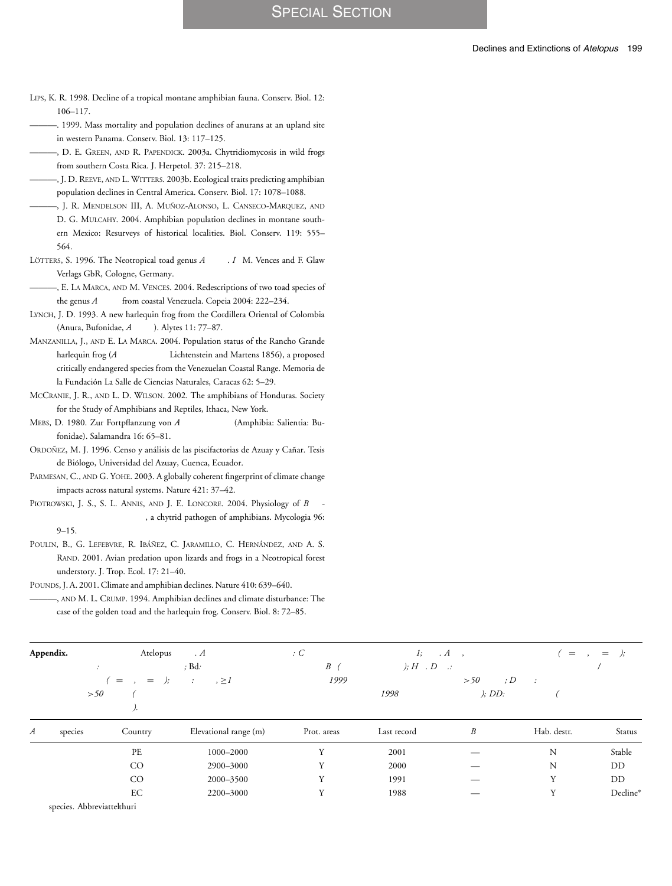LIPS, K. R. 1998. Decline of a tropical montane amphibian fauna. Conserv. Biol. 12: 106–117.

———. 1999. Mass mortality and population declines of anurans at an upland site in western Panama. Conserv. Biol. 13: 117–125.

———, D. E. GREEN, AND R. PAPENDICK. 2003a. Chytridiomycosis in wild frogs from southern Costa Rica. J. Herpetol. 37: 215–218.

———, J. D. REEVE, AND L. WITTERS. 2003b. Ecological traits predicting amphibian population declines in Central America. Conserv. Biol. 17: 1078–1088.

———, J. R. MENDELSON III, A. MUÑOZ-ALONSO, L. CANSECO-MARQUEZ, AND D. G. MULCAHY. 2004. Amphibian population declines in montane southern Mexico: Resurveys of historical localities. Biol. Conserv. 119: 555–564.

LÖTTERS, S. 1996. The Neotropical toad genus *A* . *I* M. Vences and F. Glaw Verlags GbR, Cologne, Germany.

———, E. LA MARCA, AND M. VENCES. 2004. Redescriptions of two toad species of the genus *A* from coastal Venezuela. Copeia 2004: 222–234.

LYNCH, J. D. 1993. A new harlequin frog from the Cordillera Oriental of Colombia (Anura, Bufonidae, *A* ). Alytes 11: 77–87.

MANZANILLA, J., AND E. LA MARCA. 2004. Population status of the Rancho Grande harlequin frog (*A* Lichtenstein and Martens 1856), a proposed critically endangered species from the Venezuelan Coastal Range. Memoria de la Fundación La Salle de Ciencias Naturales, Caracas 62: 5–29.

MCCRANIE, J. R., AND L. D. WILSON. 2002. The amphibians of Honduras. Society for the Study of Amphibians and Reptiles, Ithaca, New York.

MEBS, D. 1980. Zur Fortpflanzung von *A* (Amphibia: Salientia: Bufonidae). Salamandra 16: 65–81.

ORDOÑEZ, M. J. 1996. Censo y análisis de las piscifactorias de Azuay y Cañar. Tesis de Biólogo, Universidad del Azuay, Cuenca, Ecuador.

PARMESAN, C., AND G. YOHE. 2003. A globally coherent fingerprint of climate change impacts across natural systems. Nature 421: 37–42.

PIOTROWSKI, J. S., S. L. ANNIS, AND J. E. LONCORE. 2004. Physiology of *B* - , a chytrid pathogen of amphibians. Mycologia 96: 9–15.

POULIN, B., G. LEFEBVRE, R. IBÁÑEZ, C. JARAMILLO, C. HERNÁNDEZ, AND A. S. RAND. 2001. Avian predation upon lizards and frogs in a Neotropical forest understory. J. Trop. Ecol. 17: 21–40.

POUNDS, J. A. 2001. Climate and amphibian declines. Nature 410: 639–640.

———, AND M. L. CRUMP. 1994. Amphibian declines and climate disturbance: The case of the golden toad and the harlequin frog. Conserv. Biol. 8: 72–85.

**Appendix.** Atelopus . *A* : *C* 1; . *A* , ( = , = ); : ; Bd: *B* ( ); *H* . *D* .: / ( = , = ); : , ≥*1* 1999 >*50* ; *D* : >*50* ( 1998 ); DD: ( ).

| *A* species | Country | Elevational range (m) | Prot. areas | Last record | *B* | Hab. destr. | Status |
|---|---|---|---|---|---|---|---|
| | PE | 1000–2000 | Y | 2001 | — | N | Stable |
| | CO | 2900–3000 | Y | 2000 | — | N | DD |
| | CO | 2000–3500 | Y | 1991 | — | Y | DD |
| | EC | 2200–3000 | Y | 1988 | — | Y | Decline* |

species. Abbreviattelthuri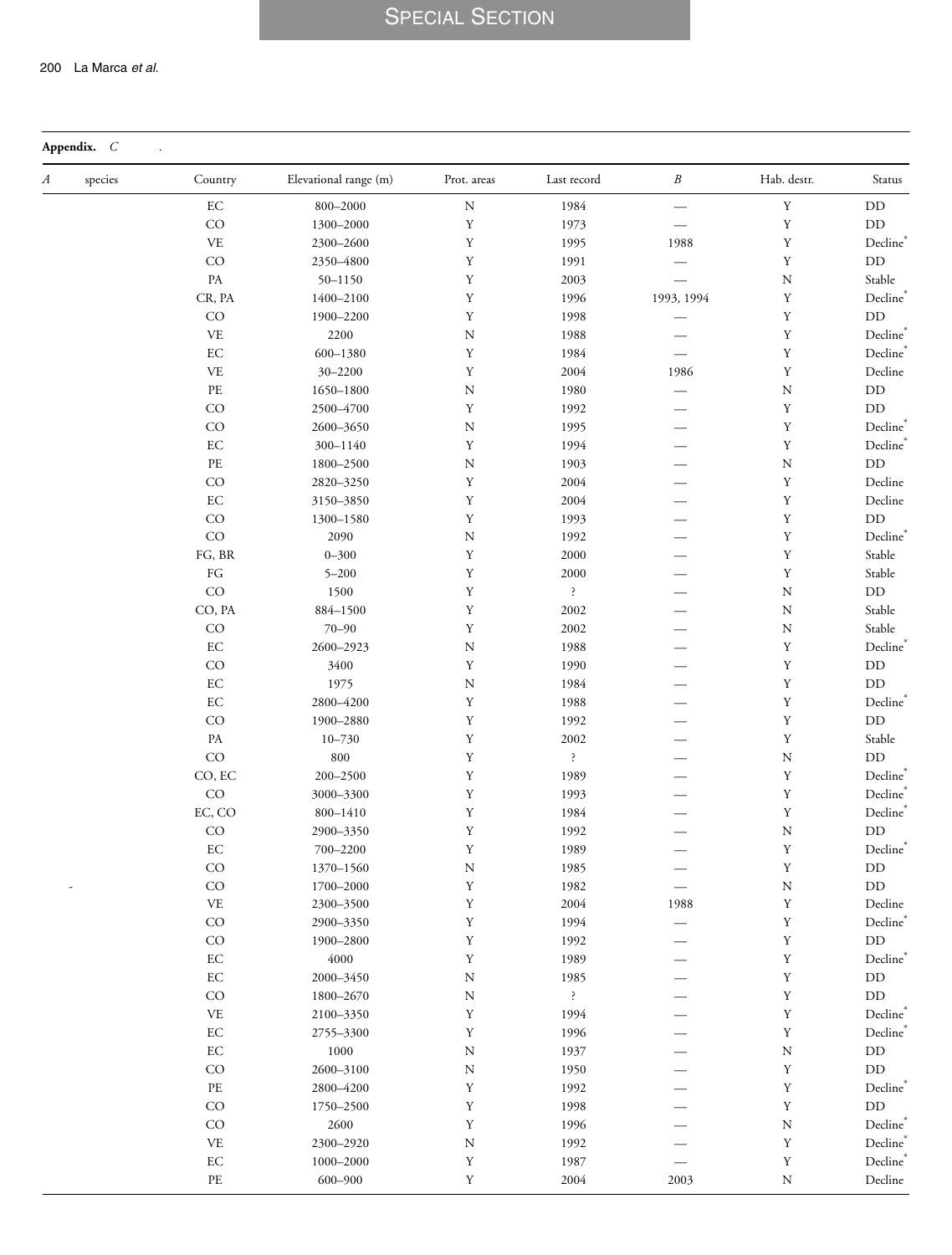**Appendix.** *C* .

| *A* species | Country | Elevational range (m) | Prot. areas | Last record | *B* | Hab. destr. | Status |
|---|---|---|---|---|---|---|---|
| | EC | 800–2000 | N | 1984 | — | Y | DD |
| | CO | 1300–2000 | Y | 1973 | — | Y | DD |
| | VE | 2300–2600 | Y | 1995 | 1988 | Y | Decline* |
| | CO | 2350–4800 | Y | 1991 | — | Y | DD |
| | PA | 50–1150 | Y | 2003 | — | N | Stable |
| | CR, PA | 1400–2100 | Y | 1996 | 1993, 1994 | Y | Decline* |
| | CO | 1900–2200 | Y | 1998 | — | Y | DD |
| | VE | 2200 | N | 1988 | — | Y | Decline* |
| | EC | 600–1380 | Y | 1984 | — | Y | Decline* |
| | VE | 30–2200 | Y | 2004 | 1986 | Y | Decline |
| | PE | 1650–1800 | N | 1980 | — | N | DD |
| | CO | 2500–4700 | Y | 1992 | — | Y | DD |
| | CO | 2600–3650 | N | 1995 | — | Y | Decline* |
| | EC | 300–1140 | Y | 1994 | — | Y | Decline* |
| | PE | 1800–2500 | N | 1903 | — | N | DD |
| | CO | 2820–3250 | Y | 2004 | — | Y | Decline |
| | EC | 3150–3850 | Y | 2004 | — | Y | Decline |
| | CO | 1300–1580 | Y | 1993 | — | Y | DD |
| | CO | 2090 | N | 1992 | — | Y | Decline* |
| | FG, BR | 0–300 | Y | 2000 | — | Y | Stable |
| | FG | 5–200 | Y | 2000 | — | Y | Stable |
| | CO | 1500 | Y | ? | — | N | DD |
| | CO, PA | 884–1500 | Y | 2002 | — | N | Stable |
| | CO | 70–90 | Y | 2002 | — | N | Stable |
| | EC | 2600–2923 | N | 1988 | — | Y | Decline* |
| | CO | 3400 | Y | 1990 | — | Y | DD |
| | EC | 1975 | N | 1984 | — | Y | DD |
| | EC | 2800–4200 | Y | 1988 | — | Y | Decline* |
| | CO | 1900–2880 | Y | 1992 | — | Y | DD |
| | PA | 10–730 | Y | 2002 | — | Y | Stable |
| | CO | 800 | Y | ? | — | N | DD |
| | CO, EC | 200–2500 | Y | 1989 | — | Y | Decline* |
| | CO | 3000–3300 | Y | 1993 | — | Y | Decline* |
| | EC, CO | 800–1410 | Y | 1984 | — | Y | Decline* |
| | CO | 2900–3350 | Y | 1992 | — | N | DD |
| | EC | 700–2200 | Y | 1989 | — | Y | Decline* |
| | CO | 1370–1560 | N | 1985 | — | Y | DD |
| - | CO | 1700–2000 | Y | 1982 | — | N | DD |
| | VE | 2300–3500 | Y | 2004 | 1988 | Y | Decline |
| | CO | 2900–3350 | Y | 1994 | — | Y | Decline* |
| | CO | 1900–2800 | Y | 1992 | — | Y | DD |
| | EC | 4000 | Y | 1989 | — | Y | Decline* |
| | EC | 2000–3450 | N | 1985 | — | Y | DD |
| | CO | 1800–2670 | N | ? | — | Y | DD |
| | VE | 2100–3350 | Y | 1994 | — | Y | Decline* |
| | EC | 2755–3300 | Y | 1996 | — | Y | Decline* |
| | EC | 1000 | N | 1937 | — | N | DD |
| | CO | 2600–3100 | N | 1950 | — | Y | DD |
| | PE | 2800–4200 | Y | 1992 | — | Y | Decline* |
| | CO | 1750–2500 | Y | 1998 | — | Y | DD |
| | CO | 2600 | Y | 1996 | — | N | Decline* |
| | VE | 2300–2920 | N | 1992 | — | Y | Decline* |
| | EC | 1000–2000 | Y | 1987 | — | Y | Decline* |
| | PE | 600–900 | Y | 2004 | 2003 | N | Decline |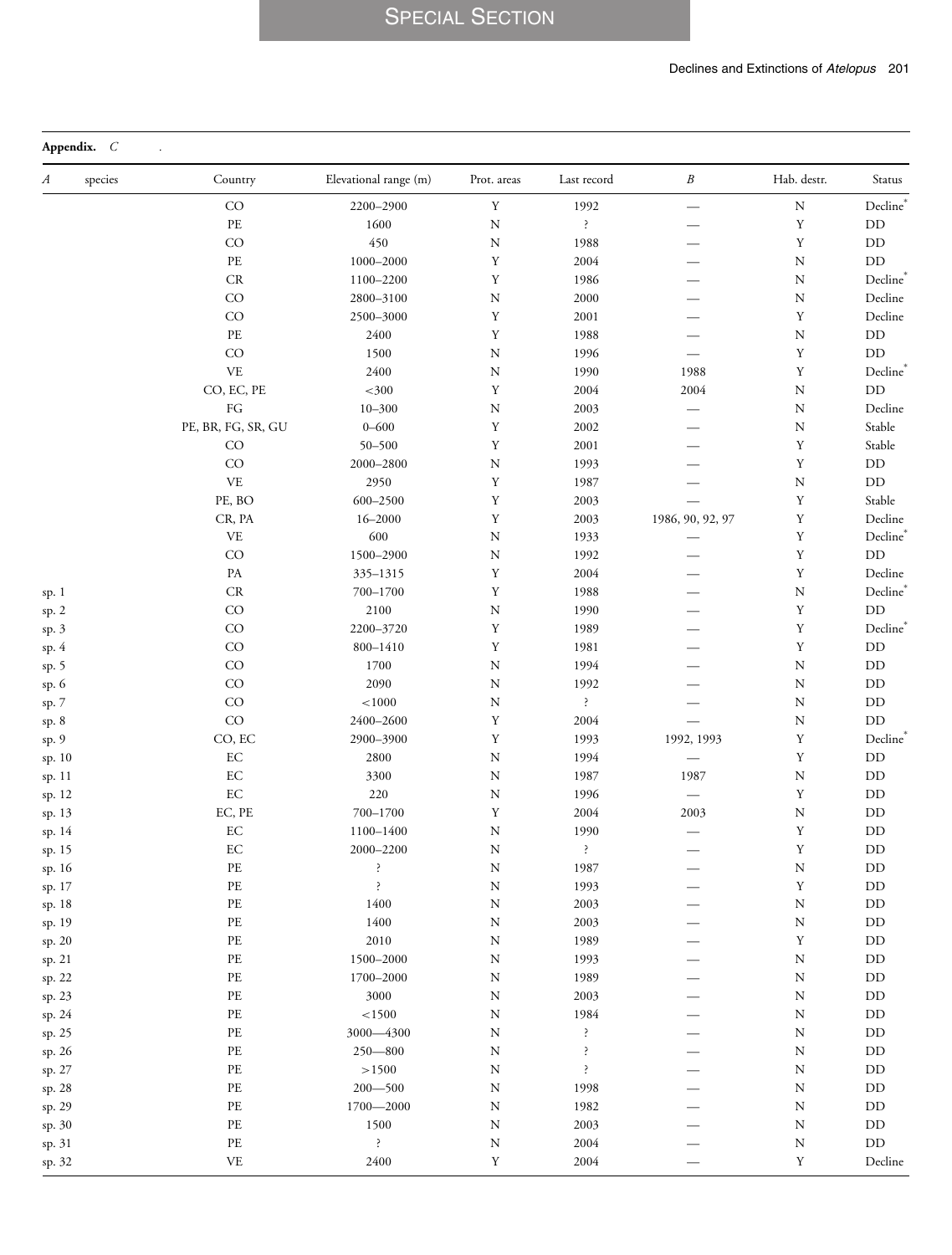**Appendix.** *C* .

| *A* species | Country | Elevational range (m) | Prot. areas | Last record | *B* | Hab. destr. | Status |
|---|---|---|---|---|---|---|---|
| | CO | 2200–2900 | Y | 1992 | — | N | Decline* |
| | PE | 1600 | N | ? | — | Y | DD |
| | CO | 450 | N | 1988 | — | Y | DD |
| | PE | 1000–2000 | Y | 2004 | — | N | DD |
| | CR | 1100–2200 | Y | 1986 | — | N | Decline* |
| | CO | 2800–3100 | N | 2000 | — | N | Decline |
| | CO | 2500–3000 | Y | 2001 | — | Y | Decline |
| | PE | 2400 | Y | 1988 | — | N | DD |
| | CO | 1500 | N | 1996 | — | Y | DD |
| | VE | 2400 | N | 1990 | 1988 | Y | Decline* |
| | CO, EC, PE | <300 | Y | 2004 | 2004 | N | DD |
| | FG | 10–300 | N | 2003 | — | N | Decline |
| | PE, BR, FG, SR, GU | 0–600 | Y | 2002 | — | N | Stable |
| | CO | 50–500 | Y | 2001 | — | Y | Stable |
| | CO | 2000–2800 | N | 1993 | — | Y | DD |
| | VE | 2950 | Y | 1987 | — | N | DD |
| | PE, BO | 600–2500 | Y | 2003 | — | Y | Stable |
| | CR, PA | 16–2000 | Y | 2003 | 1986, 90, 92, 97 | Y | Decline |
| | VE | 600 | N | 1933 | — | Y | Decline* |
| | CO | 1500–2900 | N | 1992 | — | Y | DD |
| | PA | 335–1315 | Y | 2004 | — | Y | Decline |
| sp. 1 | CR | 700–1700 | Y | 1988 | — | N | Decline* |
| sp. 2 | CO | 2100 | N | 1990 | — | Y | DD |
| sp. 3 | CO | 2200–3720 | Y | 1989 | — | Y | Decline* |
| sp. 4 | CO | 800–1410 | Y | 1981 | — | Y | DD |
| sp. 5 | CO | 1700 | N | 1994 | — | N | DD |
| sp. 6 | CO | 2090 | N | 1992 | — | N | DD |
| sp. 7 | CO | <1000 | N | ? | — | N | DD |
| sp. 8 | CO | 2400–2600 | Y | 2004 | — | N | DD |
| sp. 9 | CO, EC | 2900–3900 | Y | 1993 | 1992, 1993 | Y | Decline* |
| sp. 10 | EC | 2800 | N | 1994 | — | Y | DD |
| sp. 11 | EC | 3300 | N | 1987 | 1987 | N | DD |
| sp. 12 | EC | 220 | N | 1996 | — | Y | DD |
| sp. 13 | EC, PE | 700–1700 | Y | 2004 | 2003 | N | DD |
| sp. 14 | EC | 1100–1400 | N | 1990 | — | Y | DD |
| sp. 15 | EC | 2000–2200 | N | ? | — | Y | DD |
| sp. 16 | PE | ? | N | 1987 | — | N | DD |
| sp. 17 | PE | ? | N | 1993 | — | Y | DD |
| sp. 18 | PE | 1400 | N | 2003 | — | N | DD |
| sp. 19 | PE | 1400 | N | 2003 | — | N | DD |
| sp. 20 | PE | 2010 | N | 1989 | — | Y | DD |
| sp. 21 | PE | 1500–2000 | N | 1993 | — | N | DD |
| sp. 22 | PE | 1700–2000 | N | 1989 | — | N | DD |
| sp. 23 | PE | 3000 | N | 2003 | — | N | DD |
| sp. 24 | PE | <1500 | N | 1984 | — | N | DD |
| sp. 25 | PE | 3000—4300 | N | ? | — | N | DD |
| sp. 26 | PE | 250—800 | N | ? | — | N | DD |
| sp. 27 | PE | >1500 | N | ? | — | N | DD |
| sp. 28 | PE | 200—500 | N | 1998 | — | N | DD |
| sp. 29 | PE | 1700—2000 | N | 1982 | — | N | DD |
| sp. 30 | PE | 1500 | N | 2003 | — | N | DD |
| sp. 31 | PE | ? | N | 2004 | — | N | DD |
| sp. 32 | VE | 2400 | Y | 2004 | — | Y | Decline |